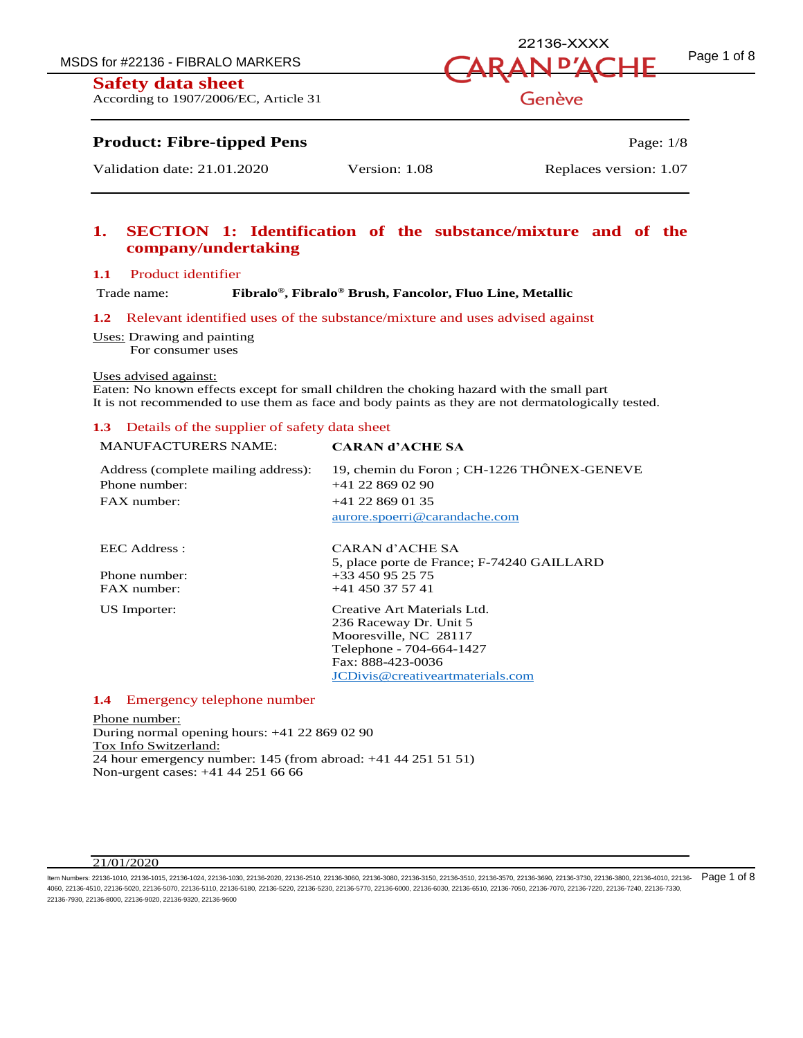**Safety data sheet**
According to 1907/2006/EC, Article 31

**Product: Fibre-tipped Pens**

Validation date: 21.01.2020 | Version: 1.08 | Replaces version: 1.07

# 1. SECTION 1: Identification of the substance/mixture and of the company/undertaking

## 1.1 Product identifier

Trade name: **Fibralo®, Fibralo® Brush, Fancolor, Fluo Line, Metallic**

## 1.2 Relevant identified uses of the substance/mixture and uses advised against

Uses: Drawing and painting
For consumer uses

Uses advised against:
Eaten: No known effects except for small children the choking hazard with the small part
It is not recommended to use them as face and body paints as they are not dermatologically tested.

## 1.3 Details of the supplier of safety data sheet

| | |
|---|---|
| MANUFACTURERS NAME: | **CARAN d'ACHE SA** |
| Address (complete mailing address): | 19, chemin du Foron ; CH-1226 THÔNEX-GENEVE |
| Phone number: | +41 22 869 02 90 |
| FAX number: | +41 22 869 01 35 |
| | aurore.spoerri@carandache.com |
| EEC Address : | CARAN d'ACHE SA<br>5, place porte de France; F-74240 GAILLARD |
| Phone number: | +33 450 95 25 75 |
| FAX number: | +41 450 37 57 41 |
| US Importer: | Creative Art Materials Ltd.<br>236 Raceway Dr. Unit 5<br>Mooresville, NC 28117<br>Telephone - 704-664-1427<br>Fax: 888-423-0036<br>JCDivis@creativeartmaterials.com |

## 1.4 Emergency telephone number

Phone number:
During normal opening hours: +41 22 869 02 90
Tox Info Switzerland:
24 hour emergency number: 145 (from abroad: +41 44 251 51 51)
Non-urgent cases: +41 44 251 66 66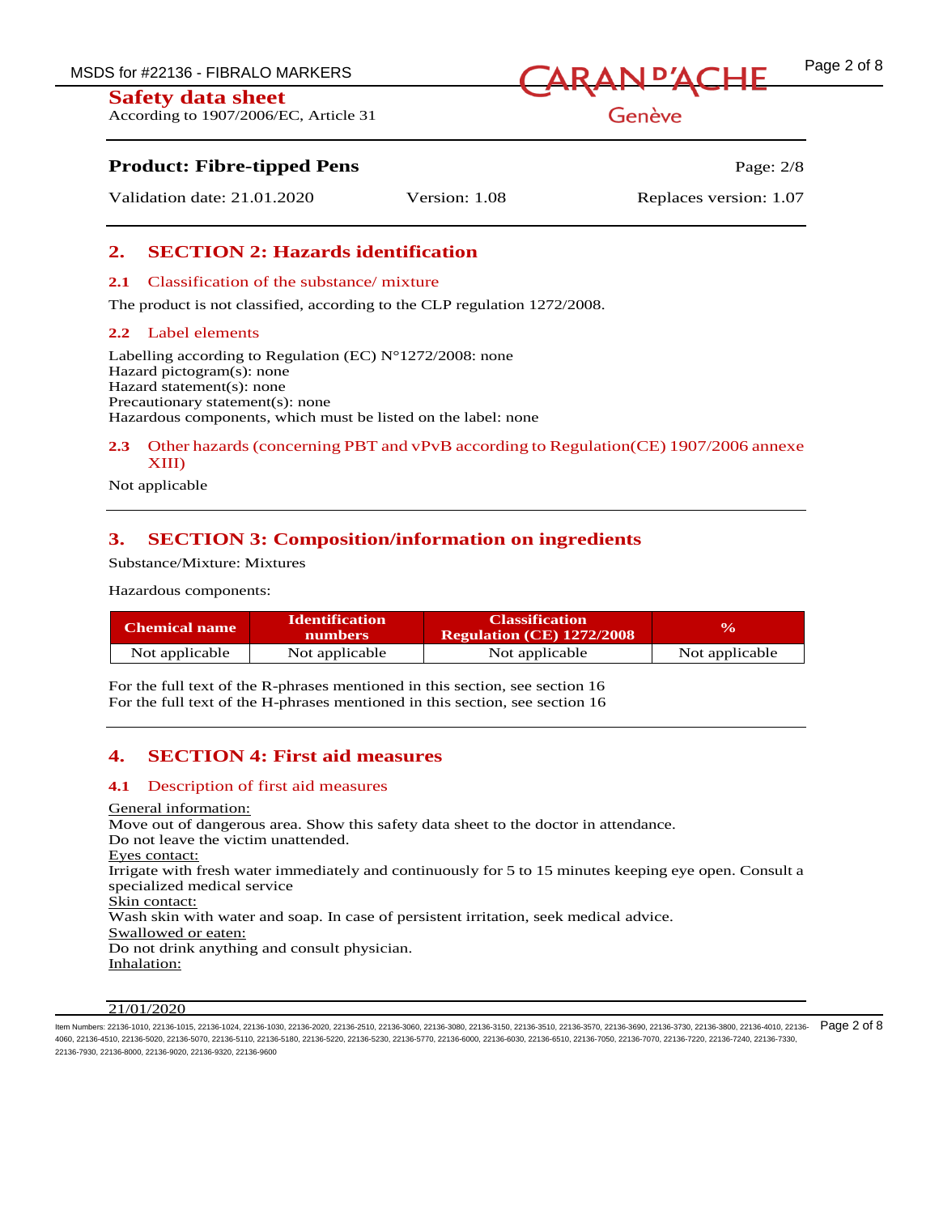## 2. SECTION 2: Hazards identification

### 2.1 Classification of the substance/ mixture

The product is not classified, according to the CLP regulation 1272/2008.

### 2.2 Label elements

Labelling according to Regulation (EC) N°1272/2008: none
Hazard pictogram(s): none
Hazard statement(s): none
Precautionary statement(s): none
Hazardous components, which must be listed on the label: none

### 2.3 Other hazards (concerning PBT and vPvB according to Regulation(CE) 1907/2006 annexe XIII)

Not applicable

## 3. SECTION 3: Composition/information on ingredients

Substance/Mixture: Mixtures

Hazardous components:

| Chemical name | Identification numbers | Classification Regulation (CE) 1272/2008 | % |
|---|---|---|---|
| Not applicable | Not applicable | Not applicable | Not applicable |

For the full text of the R-phrases mentioned in this section, see section 16
For the full text of the H-phrases mentioned in this section, see section 16

## 4. SECTION 4: First aid measures

### 4.1 Description of first aid measures

General information:
Move out of dangerous area. Show this safety data sheet to the doctor in attendance.
Do not leave the victim unattended.
Eyes contact:
Irrigate with fresh water immediately and continuously for 5 to 15 minutes keeping eye open. Consult a specialized medical service
Skin contact:
Wash skin with water and soap. In case of persistent irritation, seek medical advice.
Swallowed or eaten:
Do not drink anything and consult physician.
Inhalation: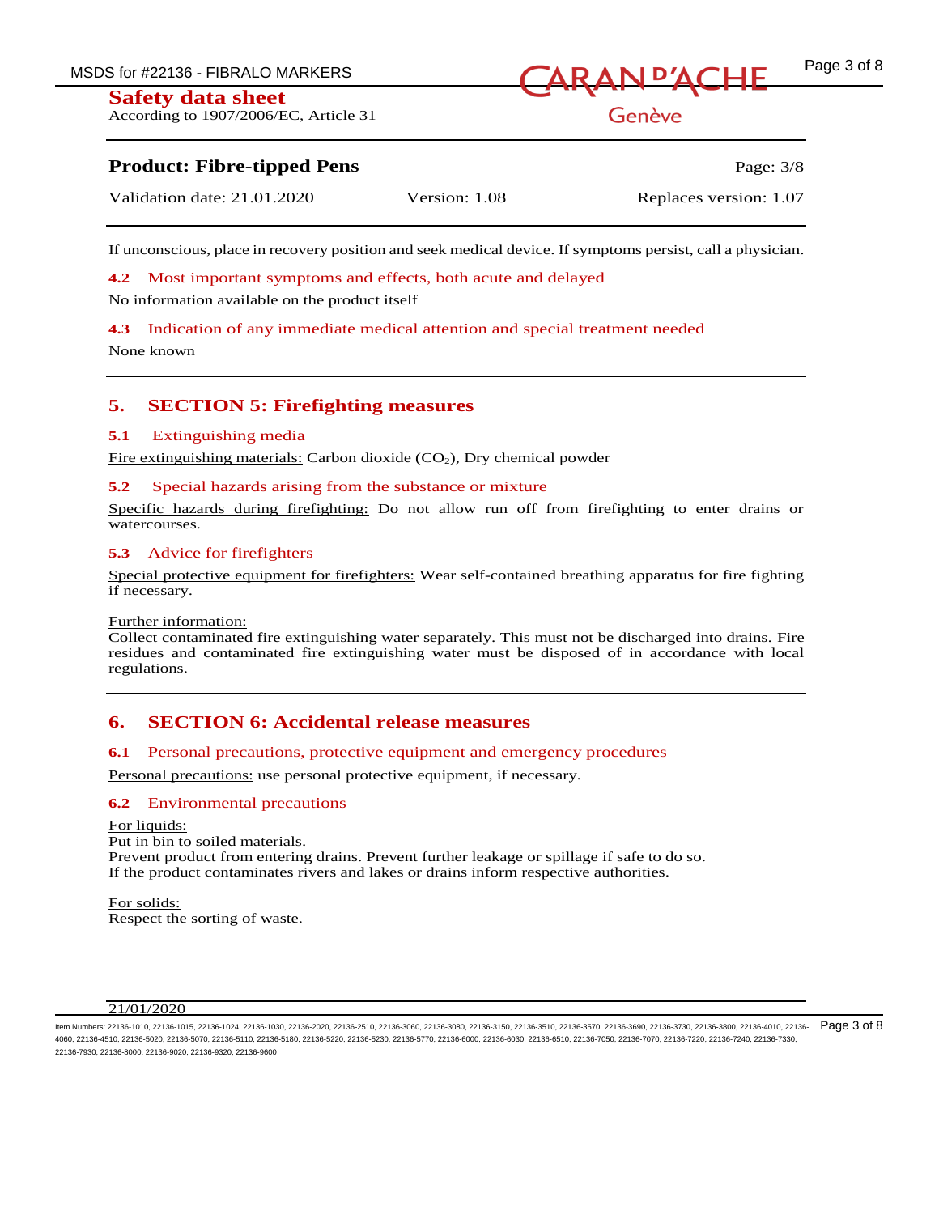If unconscious, place in recovery position and seek medical device. If symptoms persist, call a physician.

### 4.2 Most important symptoms and effects, both acute and delayed

No information available on the product itself

### 4.3 Indication of any immediate medical attention and special treatment needed

None known

## 5. SECTION 5: Firefighting measures

### 5.1 Extinguishing media

Fire extinguishing materials: Carbon dioxide ($CO_2$), Dry chemical powder

### 5.2 Special hazards arising from the substance or mixture

Specific hazards during firefighting: Do not allow run off from firefighting to enter drains or watercourses.

### 5.3 Advice for firefighters

Special protective equipment for firefighters: Wear self-contained breathing apparatus for fire fighting if necessary.

Further information:
Collect contaminated fire extinguishing water separately. This must not be discharged into drains. Fire residues and contaminated fire extinguishing water must be disposed of in accordance with local regulations.

## 6. SECTION 6: Accidental release measures

### 6.1 Personal precautions, protective equipment and emergency procedures

Personal precautions: use personal protective equipment, if necessary.

### 6.2 Environmental precautions

For liquids:
Put in bin to soiled materials.
Prevent product from entering drains. Prevent further leakage or spillage if safe to do so.
If the product contaminates rivers and lakes or drains inform respective authorities.

For solids:
Respect the sorting of waste.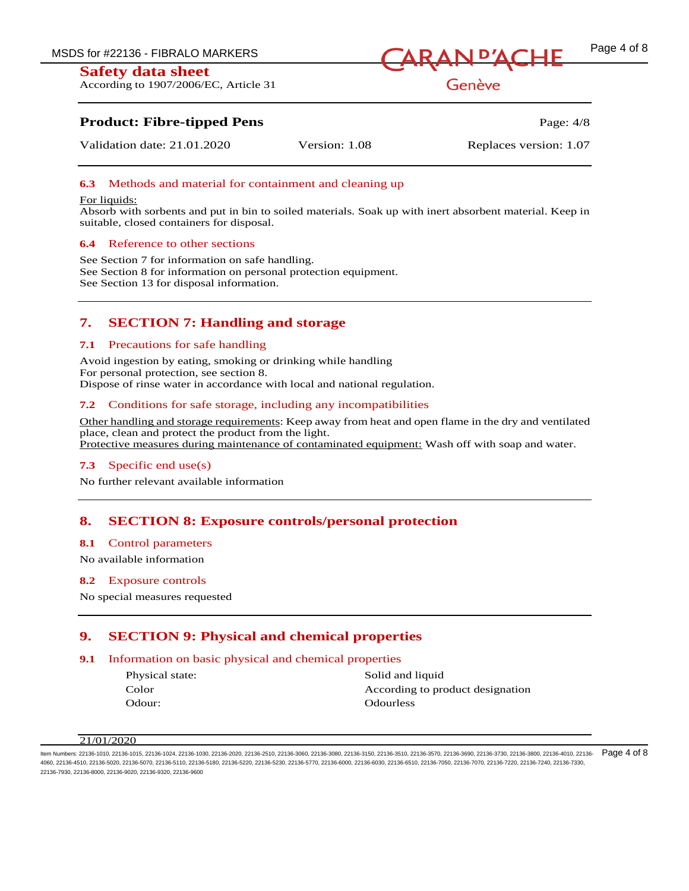### 6.3 Methods and material for containment and cleaning up

For liquids:
Absorb with sorbents and put in bin to soiled materials. Soak up with inert absorbent material. Keep in suitable, closed containers for disposal.

### 6.4 Reference to other sections

See Section 7 for information on safe handling.
See Section 8 for information on personal protection equipment.
See Section 13 for disposal information.

## 7. SECTION 7: Handling and storage

### 7.1 Precautions for safe handling

Avoid ingestion by eating, smoking or drinking while handling
For personal protection, see section 8.
Dispose of rinse water in accordance with local and national regulation.

### 7.2 Conditions for safe storage, including any incompatibilities

Other handling and storage requirements: Keep away from heat and open flame in the dry and ventilated place, clean and protect the product from the light.
Protective measures during maintenance of contaminated equipment: Wash off with soap and water.

### 7.3 Specific end use(s)

No further relevant available information

## 8. SECTION 8: Exposure controls/personal protection

### 8.1 Control parameters

No available information

### 8.2 Exposure controls

No special measures requested

## 9. SECTION 9: Physical and chemical properties

### 9.1 Information on basic physical and chemical properties

| | |
|---|---|
| Physical state: | Solid and liquid |
| Color | According to product designation |
| Odour: | Odourless |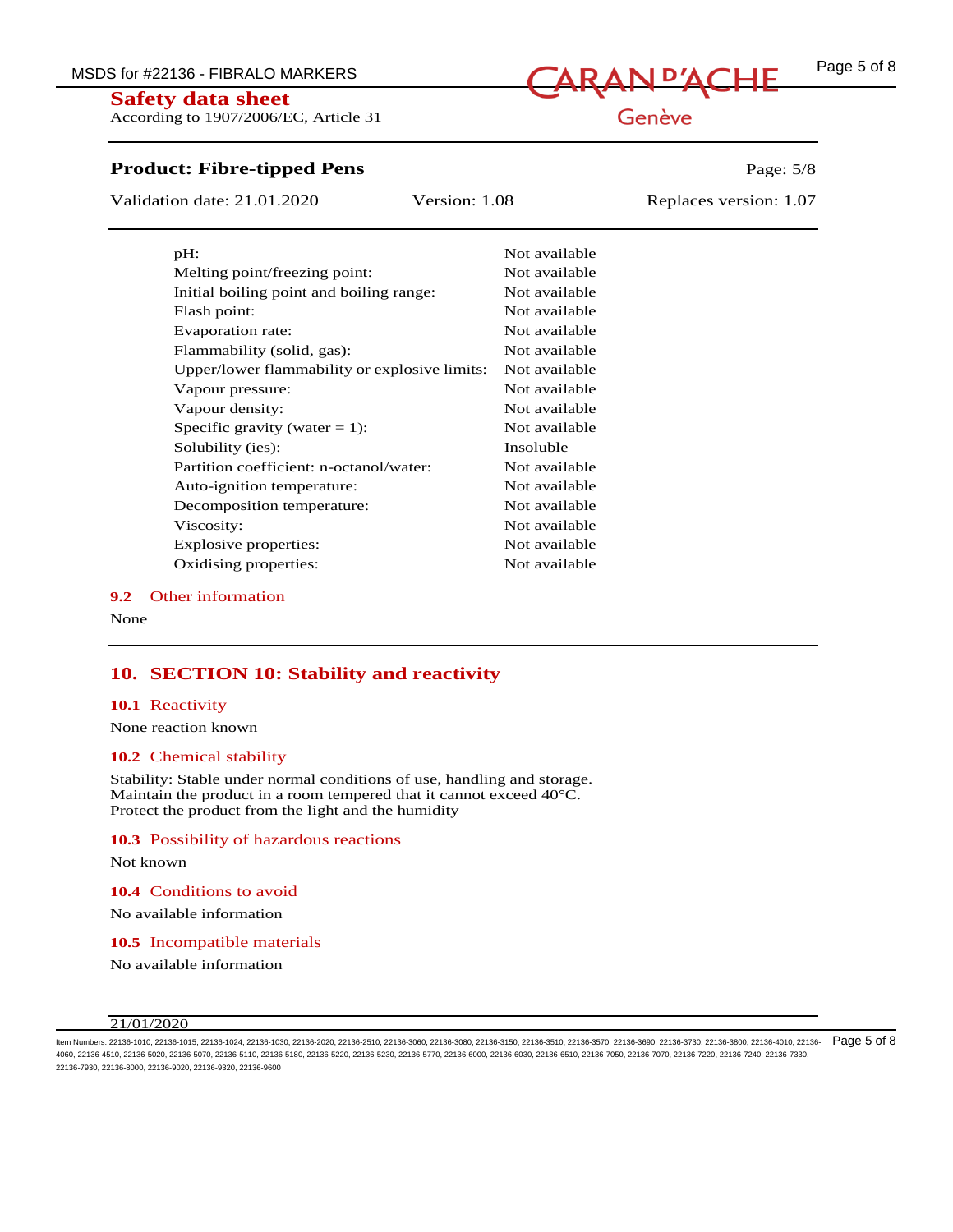| | |
|---|---|
| pH: | Not available |
| Melting point/freezing point: | Not available |
| Initial boiling point and boiling range: | Not available |
| Flash point: | Not available |
| Evaporation rate: | Not available |
| Flammability (solid, gas): | Not available |
| Upper/lower flammability or explosive limits: | Not available |
| Vapour pressure: | Not available |
| Vapour density: | Not available |
| Specific gravity (water = 1): | Not available |
| Solubility (ies): | Insoluble |
| Partition coefficient: n-octanol/water: | Not available |
| Auto-ignition temperature: | Not available |
| Decomposition temperature: | Not available |
| Viscosity: | Not available |
| Explosive properties: | Not available |
| Oxidising properties: | Not available |

### 9.2 Other information

None

## 10. SECTION 10: Stability and reactivity

### 10.1 Reactivity

None reaction known

### 10.2 Chemical stability

Stability: Stable under normal conditions of use, handling and storage.
Maintain the product in a room tempered that it cannot exceed 40°C.
Protect the product from the light and the humidity

### 10.3 Possibility of hazardous reactions

Not known

### 10.4 Conditions to avoid

No available information

### 10.5 Incompatible materials

No available information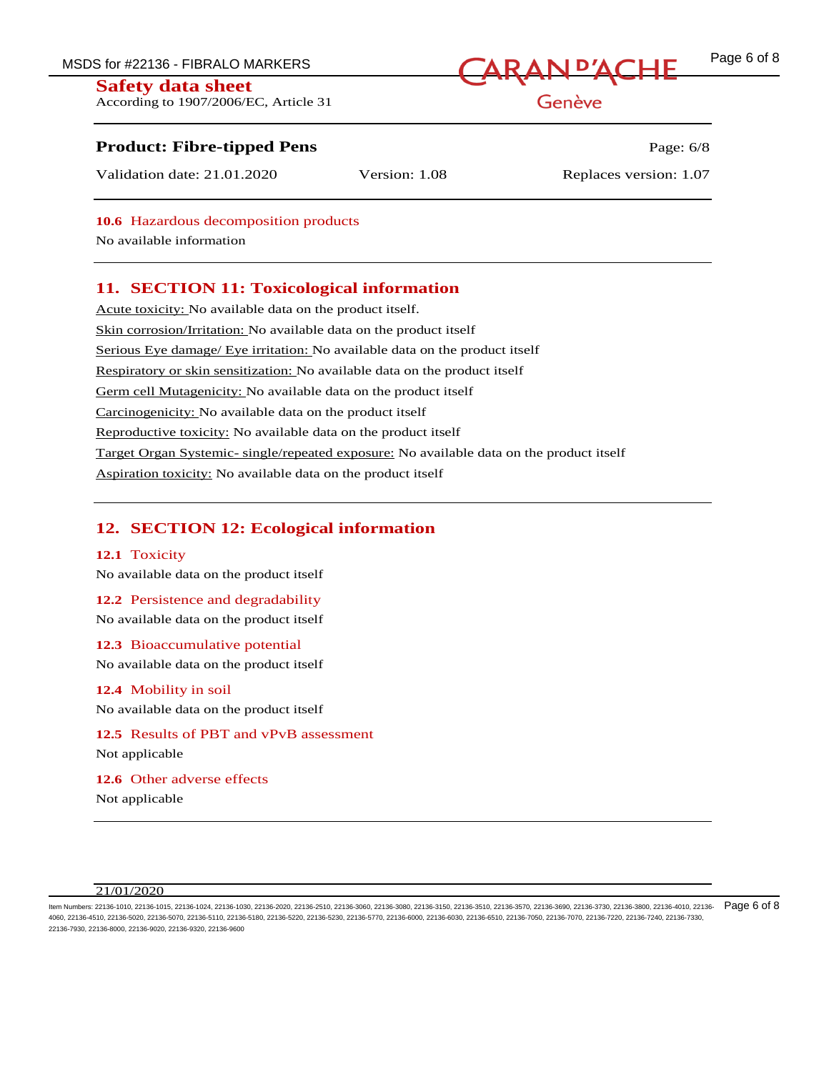### 10.6 Hazardous decomposition products

No available information

## 11. SECTION 11: Toxicological information

Acute toxicity: No available data on the product itself.

Skin corrosion/Irritation: No available data on the product itself

Serious Eye damage/ Eye irritation: No available data on the product itself

Respiratory or skin sensitization: No available data on the product itself

Germ cell Mutagenicity: No available data on the product itself

Carcinogenicity: No available data on the product itself

Reproductive toxicity: No available data on the product itself

Target Organ Systemic- single/repeated exposure: No available data on the product itself

Aspiration toxicity: No available data on the product itself

## 12. SECTION 12: Ecological information

### 12.1 Toxicity

No available data on the product itself

### 12.2 Persistence and degradability

No available data on the product itself

### 12.3 Bioaccumulative potential

No available data on the product itself

### 12.4 Mobility in soil

No available data on the product itself

### 12.5 Results of PBT and vPvB assessment

Not applicable

### 12.6 Other adverse effects

Not applicable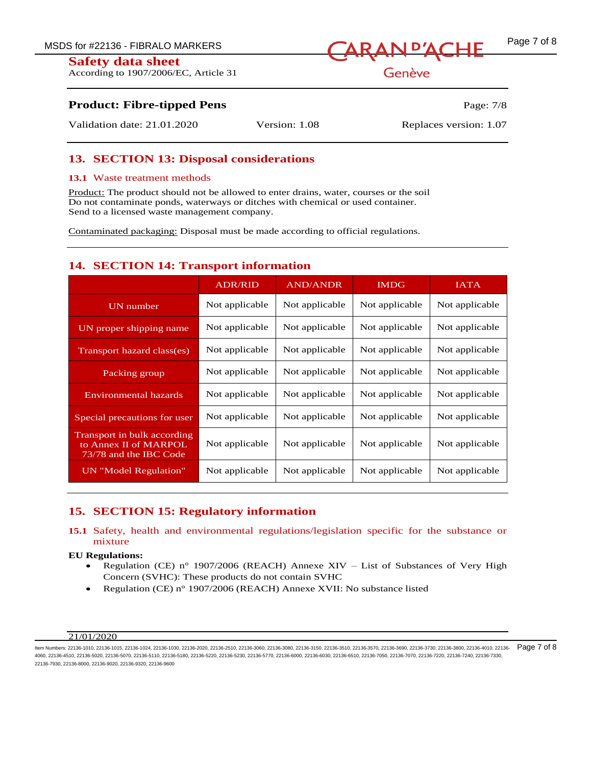## 13. SECTION 13: Disposal considerations

### 13.1 Waste treatment methods

Product: The product should not be allowed to enter drains, water, courses or the soil
Do not contaminate ponds, waterways or ditches with chemical or used container.
Send to a licensed waste management company.

Contaminated packaging: Disposal must be made according to official regulations.

## 14. SECTION 14: Transport information

| | ADR/RID | AND/ANDR | IMDG | IATA |
|---|---|---|---|---|
| UN number | Not applicable | Not applicable | Not applicable | Not applicable |
| UN proper shipping name | Not applicable | Not applicable | Not applicable | Not applicable |
| Transport hazard class(es) | Not applicable | Not applicable | Not applicable | Not applicable |
| Packing group | Not applicable | Not applicable | Not applicable | Not applicable |
| Environmental hazards | Not applicable | Not applicable | Not applicable | Not applicable |
| Special precautions for user | Not applicable | Not applicable | Not applicable | Not applicable |
| Transport in bulk according to Annex II of MARPOL 73/78 and the IBC Code | Not applicable | Not applicable | Not applicable | Not applicable |
| UN "Model Regulation" | Not applicable | Not applicable | Not applicable | Not applicable |

## 15. SECTION 15: Regulatory information

### 15.1 Safety, health and environmental regulations/legislation specific for the substance or mixture

**EU Regulations:**

- Regulation (CE) n° 1907/2006 (REACH) Annexe XIV – List of Substances of Very High Concern (SVHC): These products do not contain SVHC
- Regulation (CE) n° 1907/2006 (REACH) Annexe XVII: No substance listed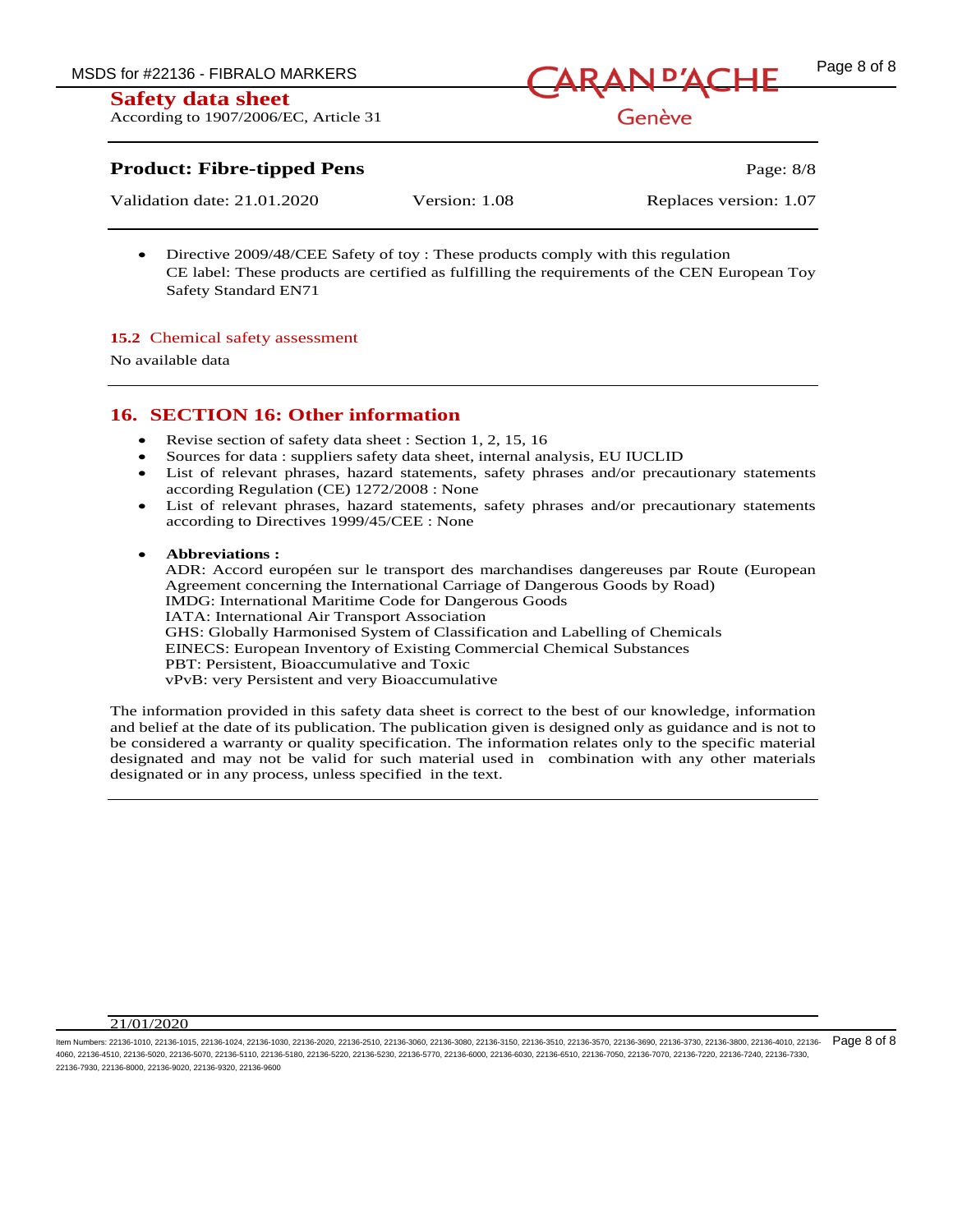- Directive 2009/48/CEE Safety of toy : These products comply with this regulation
  CE label: These products are certified as fulfilling the requirements of the CEN European Toy Safety Standard EN71

### 15.2 Chemical safety assessment

No available data

## 16. SECTION 16: Other information

- Revise section of safety data sheet : Section 1, 2, 15, 16
- Sources for data : suppliers safety data sheet, internal analysis, EU IUCLID
- List of relevant phrases, hazard statements, safety phrases and/or precautionary statements according Regulation (CE) 1272/2008 : None
- List of relevant phrases, hazard statements, safety phrases and/or precautionary statements according to Directives 1999/45/CEE : None

- **Abbreviations :**
  ADR: Accord européen sur le transport des marchandises dangereuses par Route (European Agreement concerning the International Carriage of Dangerous Goods by Road)
  IMDG: International Maritime Code for Dangerous Goods
  IATA: International Air Transport Association
  GHS: Globally Harmonised System of Classification and Labelling of Chemicals
  EINECS: European Inventory of Existing Commercial Chemical Substances
  PBT: Persistent, Bioaccumulative and Toxic
  vPvB: very Persistent and very Bioaccumulative

The information provided in this safety data sheet is correct to the best of our knowledge, information and belief at the date of its publication. The publication given is designed only as guidance and is not to be considered a warranty or quality specification. The information relates only to the specific material designated and may not be valid for such material used in combination with any other materials designated or in any process, unless specified in the text.